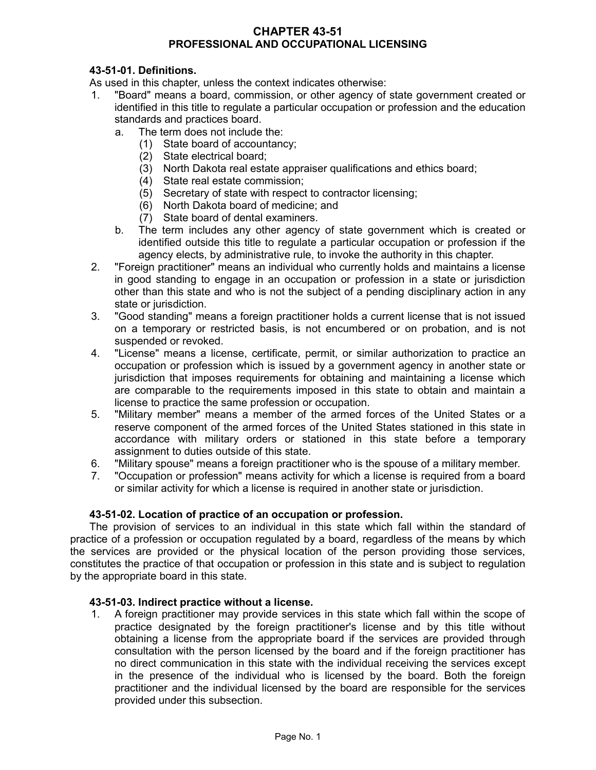# CHAPTER 43-51
## PROFESSIONAL AND OCCUPATIONAL LICENSING

### 43-51-01. Definitions.

As used in this chapter, unless the context indicates otherwise:

1. "Board" means a board, commission, or other agency of state government created or identified in this title to regulate a particular occupation or profession and the education standards and practices board.
   a. The term does not include the:
      (1) State board of accountancy;
      (2) State electrical board;
      (3) North Dakota real estate appraiser qualifications and ethics board;
      (4) State real estate commission;
      (5) Secretary of state with respect to contractor licensing;
      (6) North Dakota board of medicine; and
      (7) State board of dental examiners.
   b. The term includes any other agency of state government which is created or identified outside this title to regulate a particular occupation or profession if the agency elects, by administrative rule, to invoke the authority in this chapter.
2. "Foreign practitioner" means an individual who currently holds and maintains a license in good standing to engage in an occupation or profession in a state or jurisdiction other than this state and who is not the subject of a pending disciplinary action in any state or jurisdiction.
3. "Good standing" means a foreign practitioner holds a current license that is not issued on a temporary or restricted basis, is not encumbered or on probation, and is not suspended or revoked.
4. "License" means a license, certificate, permit, or similar authorization to practice an occupation or profession which is issued by a government agency in another state or jurisdiction that imposes requirements for obtaining and maintaining a license which are comparable to the requirements imposed in this state to obtain and maintain a license to practice the same profession or occupation.
5. "Military member" means a member of the armed forces of the United States or a reserve component of the armed forces of the United States stationed in this state in accordance with military orders or stationed in this state before a temporary assignment to duties outside of this state.
6. "Military spouse" means a foreign practitioner who is the spouse of a military member.
7. "Occupation or profession" means activity for which a license is required from a board or similar activity for which a license is required in another state or jurisdiction.

### 43-51-02. Location of practice of an occupation or profession.

The provision of services to an individual in this state which fall within the standard of practice of a profession or occupation regulated by a board, regardless of the means by which the services are provided or the physical location of the person providing those services, constitutes the practice of that occupation or profession in this state and is subject to regulation by the appropriate board in this state.

### 43-51-03. Indirect practice without a license.

1. A foreign practitioner may provide services in this state which fall within the scope of practice designated by the foreign practitioner's license and by this title without obtaining a license from the appropriate board if the services are provided through consultation with the person licensed by the board and if the foreign practitioner has no direct communication in this state with the individual receiving the services except in the presence of the individual who is licensed by the board. Both the foreign practitioner and the individual licensed by the board are responsible for the services provided under this subsection.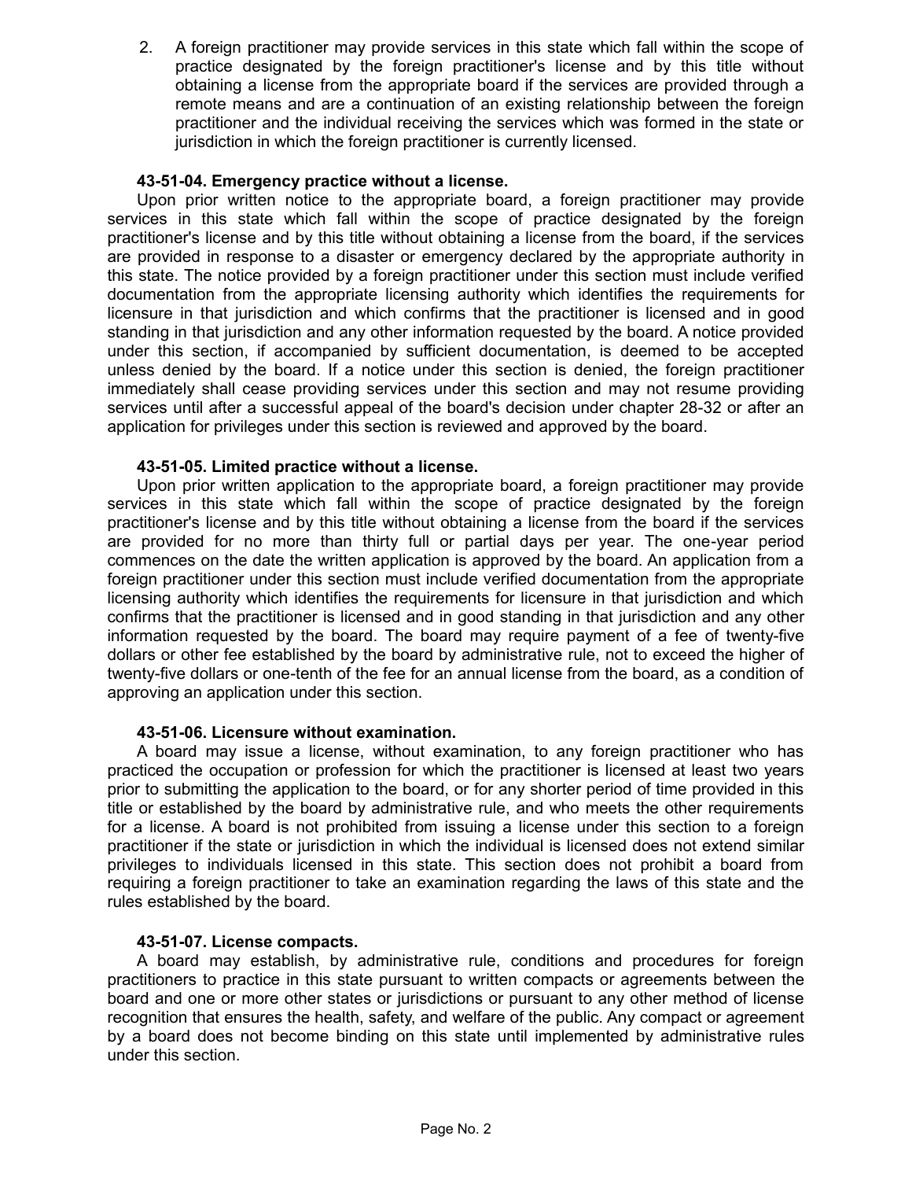2. A foreign practitioner may provide services in this state which fall within the scope of practice designated by the foreign practitioner's license and by this title without obtaining a license from the appropriate board if the services are provided through a remote means and are a continuation of an existing relationship between the foreign practitioner and the individual receiving the services which was formed in the state or jurisdiction in which the foreign practitioner is currently licensed.

**43-51-04. Emergency practice without a license.**

Upon prior written notice to the appropriate board, a foreign practitioner may provide services in this state which fall within the scope of practice designated by the foreign practitioner's license and by this title without obtaining a license from the board, if the services are provided in response to a disaster or emergency declared by the appropriate authority in this state. The notice provided by a foreign practitioner under this section must include verified documentation from the appropriate licensing authority which identifies the requirements for licensure in that jurisdiction and which confirms that the practitioner is licensed and in good standing in that jurisdiction and any other information requested by the board. A notice provided under this section, if accompanied by sufficient documentation, is deemed to be accepted unless denied by the board. If a notice under this section is denied, the foreign practitioner immediately shall cease providing services under this section and may not resume providing services until after a successful appeal of the board's decision under chapter 28-32 or after an application for privileges under this section is reviewed and approved by the board.

**43-51-05. Limited practice without a license.**

Upon prior written application to the appropriate board, a foreign practitioner may provide services in this state which fall within the scope of practice designated by the foreign practitioner's license and by this title without obtaining a license from the board if the services are provided for no more than thirty full or partial days per year. The one-year period commences on the date the written application is approved by the board. An application from a foreign practitioner under this section must include verified documentation from the appropriate licensing authority which identifies the requirements for licensure in that jurisdiction and which confirms that the practitioner is licensed and in good standing in that jurisdiction and any other information requested by the board. The board may require payment of a fee of twenty-five dollars or other fee established by the board by administrative rule, not to exceed the higher of twenty-five dollars or one-tenth of the fee for an annual license from the board, as a condition of approving an application under this section.

**43-51-06. Licensure without examination.**

A board may issue a license, without examination, to any foreign practitioner who has practiced the occupation or profession for which the practitioner is licensed at least two years prior to submitting the application to the board, or for any shorter period of time provided in this title or established by the board by administrative rule, and who meets the other requirements for a license. A board is not prohibited from issuing a license under this section to a foreign practitioner if the state or jurisdiction in which the individual is licensed does not extend similar privileges to individuals licensed in this state. This section does not prohibit a board from requiring a foreign practitioner to take an examination regarding the laws of this state and the rules established by the board.

**43-51-07. License compacts.**

A board may establish, by administrative rule, conditions and procedures for foreign practitioners to practice in this state pursuant to written compacts or agreements between the board and one or more other states or jurisdictions or pursuant to any other method of license recognition that ensures the health, safety, and welfare of the public. Any compact or agreement by a board does not become binding on this state until implemented by administrative rules under this section.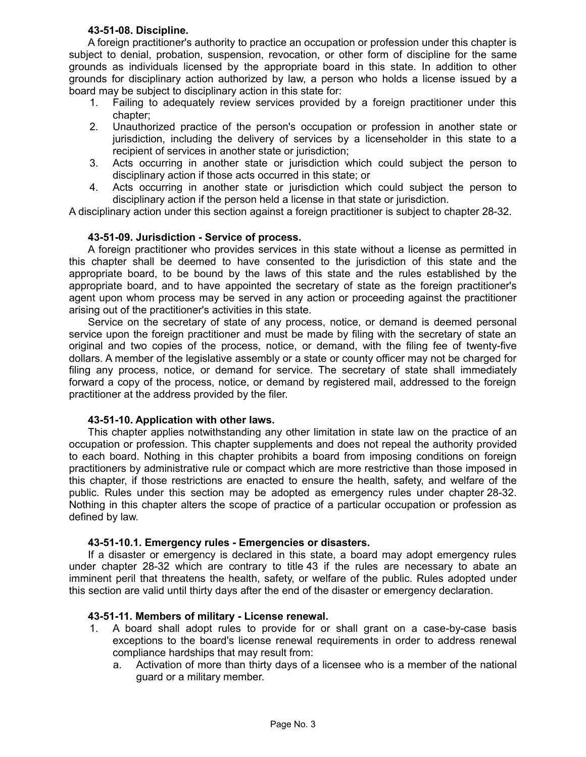**43-51-08. Discipline.**

A foreign practitioner's authority to practice an occupation or profession under this chapter is subject to denial, probation, suspension, revocation, or other form of discipline for the same grounds as individuals licensed by the appropriate board in this state. In addition to other grounds for disciplinary action authorized by law, a person who holds a license issued by a board may be subject to disciplinary action in this state for:

1. Failing to adequately review services provided by a foreign practitioner under this chapter;
2. Unauthorized practice of the person's occupation or profession in another state or jurisdiction, including the delivery of services by a licenseholder in this state to a recipient of services in another state or jurisdiction;
3. Acts occurring in another state or jurisdiction which could subject the person to disciplinary action if those acts occurred in this state; or
4. Acts occurring in another state or jurisdiction which could subject the person to disciplinary action if the person held a license in that state or jurisdiction.

A disciplinary action under this section against a foreign practitioner is subject to chapter 28-32.

**43-51-09. Jurisdiction - Service of process.**

A foreign practitioner who provides services in this state without a license as permitted in this chapter shall be deemed to have consented to the jurisdiction of this state and the appropriate board, to be bound by the laws of this state and the rules established by the appropriate board, and to have appointed the secretary of state as the foreign practitioner's agent upon whom process may be served in any action or proceeding against the practitioner arising out of the practitioner's activities in this state.

Service on the secretary of state of any process, notice, or demand is deemed personal service upon the foreign practitioner and must be made by filing with the secretary of state an original and two copies of the process, notice, or demand, with the filing fee of twenty-five dollars. A member of the legislative assembly or a state or county officer may not be charged for filing any process, notice, or demand for service. The secretary of state shall immediately forward a copy of the process, notice, or demand by registered mail, addressed to the foreign practitioner at the address provided by the filer.

**43-51-10. Application with other laws.**

This chapter applies notwithstanding any other limitation in state law on the practice of an occupation or profession. This chapter supplements and does not repeal the authority provided to each board. Nothing in this chapter prohibits a board from imposing conditions on foreign practitioners by administrative rule or compact which are more restrictive than those imposed in this chapter, if those restrictions are enacted to ensure the health, safety, and welfare of the public. Rules under this section may be adopted as emergency rules under chapter 28-32. Nothing in this chapter alters the scope of practice of a particular occupation or profession as defined by law.

**43-51-10.1. Emergency rules - Emergencies or disasters.**

If a disaster or emergency is declared in this state, a board may adopt emergency rules under chapter 28-32 which are contrary to title 43 if the rules are necessary to abate an imminent peril that threatens the health, safety, or welfare of the public. Rules adopted under this section are valid until thirty days after the end of the disaster or emergency declaration.

**43-51-11. Members of military - License renewal.**

1. A board shall adopt rules to provide for or shall grant on a case-by-case basis exceptions to the board's license renewal requirements in order to address renewal compliance hardships that may result from:
   a. Activation of more than thirty days of a licensee who is a member of the national guard or a military member.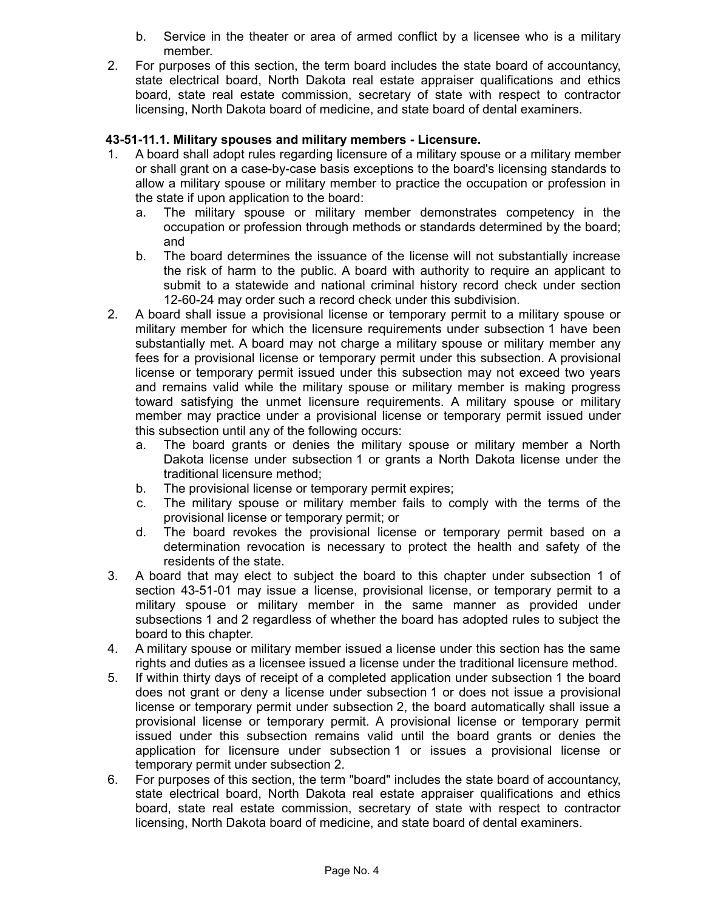b. Service in the theater or area of armed conflict by a licensee who is a military member.

2. For purposes of this section, the term board includes the state board of accountancy, state electrical board, North Dakota real estate appraiser qualifications and ethics board, state real estate commission, secretary of state with respect to contractor licensing, North Dakota board of medicine, and state board of dental examiners.

**43-51-11.1. Military spouses and military members - Licensure.**

1. A board shall adopt rules regarding licensure of a military spouse or a military member or shall grant on a case-by-case basis exceptions to the board's licensing standards to allow a military spouse or military member to practice the occupation or profession in the state if upon application to the board:
   a. The military spouse or military member demonstrates competency in the occupation or profession through methods or standards determined by the board; and
   b. The board determines the issuance of the license will not substantially increase the risk of harm to the public. A board with authority to require an applicant to submit to a statewide and national criminal history record check under section 12-60-24 may order such a record check under this subdivision.
2. A board shall issue a provisional license or temporary permit to a military spouse or military member for which the licensure requirements under subsection 1 have been substantially met. A board may not charge a military spouse or military member any fees for a provisional license or temporary permit under this subsection. A provisional license or temporary permit issued under this subsection may not exceed two years and remains valid while the military spouse or military member is making progress toward satisfying the unmet licensure requirements. A military spouse or military member may practice under a provisional license or temporary permit issued under this subsection until any of the following occurs:
   a. The board grants or denies the military spouse or military member a North Dakota license under subsection 1 or grants a North Dakota license under the traditional licensure method;
   b. The provisional license or temporary permit expires;
   c. The military spouse or military member fails to comply with the terms of the provisional license or temporary permit; or
   d. The board revokes the provisional license or temporary permit based on a determination revocation is necessary to protect the health and safety of the residents of the state.
3. A board that may elect to subject the board to this chapter under subsection 1 of section 43-51-01 may issue a license, provisional license, or temporary permit to a military spouse or military member in the same manner as provided under subsections 1 and 2 regardless of whether the board has adopted rules to subject the board to this chapter.
4. A military spouse or military member issued a license under this section has the same rights and duties as a licensee issued a license under the traditional licensure method.
5. If within thirty days of receipt of a completed application under subsection 1 the board does not grant or deny a license under subsection 1 or does not issue a provisional license or temporary permit under subsection 2, the board automatically shall issue a provisional license or temporary permit. A provisional license or temporary permit issued under this subsection remains valid until the board grants or denies the application for licensure under subsection 1 or issues a provisional license or temporary permit under subsection 2.
6. For purposes of this section, the term "board" includes the state board of accountancy, state electrical board, North Dakota real estate appraiser qualifications and ethics board, state real estate commission, secretary of state with respect to contractor licensing, North Dakota board of medicine, and state board of dental examiners.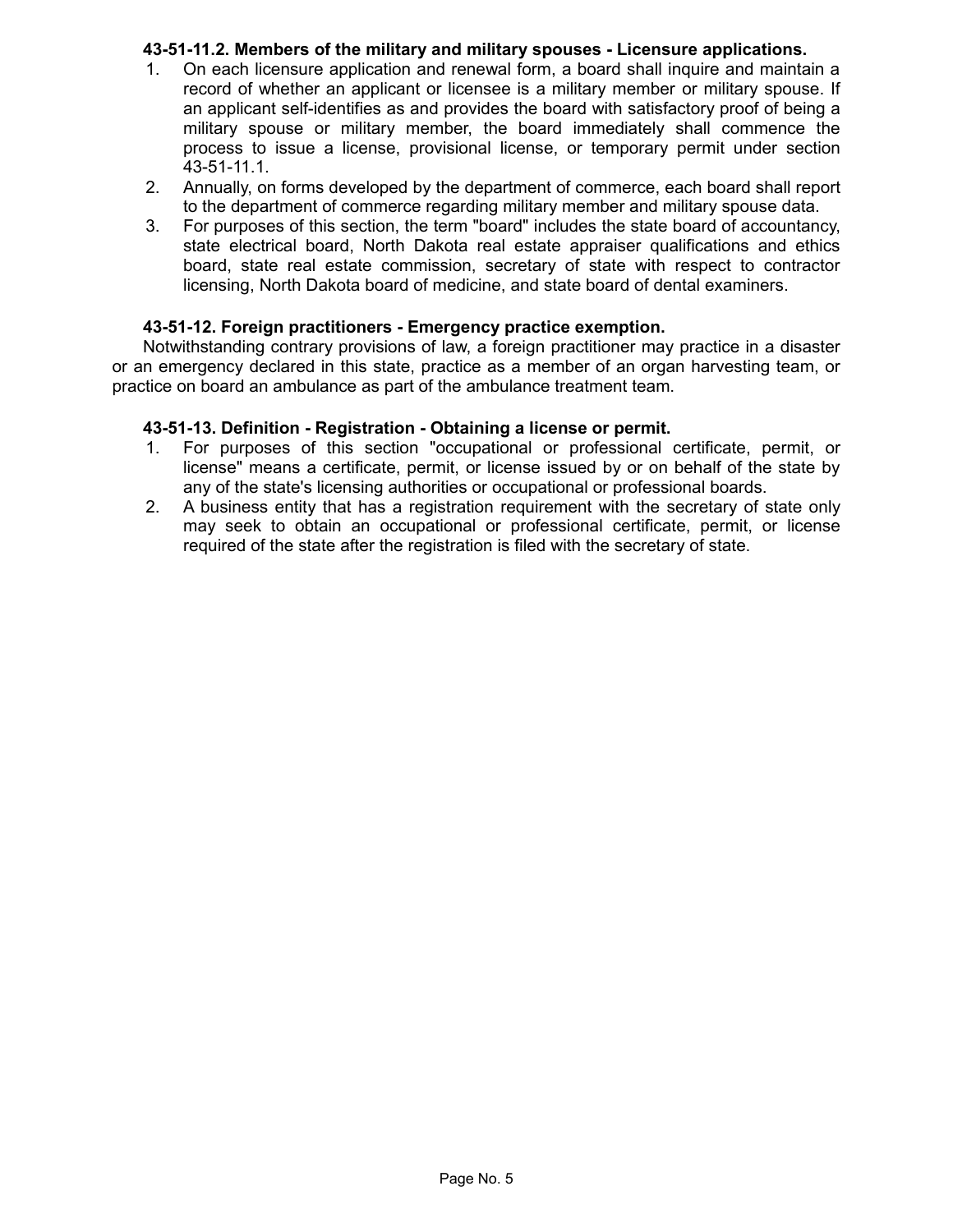**43-51-11.2. Members of the military and military spouses - Licensure applications.**

1. On each licensure application and renewal form, a board shall inquire and maintain a record of whether an applicant or licensee is a military member or military spouse. If an applicant self-identifies as and provides the board with satisfactory proof of being a military spouse or military member, the board immediately shall commence the process to issue a license, provisional license, or temporary permit under section 43-51-11.1.
2. Annually, on forms developed by the department of commerce, each board shall report to the department of commerce regarding military member and military spouse data.
3. For purposes of this section, the term "board" includes the state board of accountancy, state electrical board, North Dakota real estate appraiser qualifications and ethics board, state real estate commission, secretary of state with respect to contractor licensing, North Dakota board of medicine, and state board of dental examiners.

**43-51-12. Foreign practitioners - Emergency practice exemption.**

Notwithstanding contrary provisions of law, a foreign practitioner may practice in a disaster or an emergency declared in this state, practice as a member of an organ harvesting team, or practice on board an ambulance as part of the ambulance treatment team.

**43-51-13. Definition - Registration - Obtaining a license or permit.**

1. For purposes of this section "occupational or professional certificate, permit, or license" means a certificate, permit, or license issued by or on behalf of the state by any of the state's licensing authorities or occupational or professional boards.
2. A business entity that has a registration requirement with the secretary of state only may seek to obtain an occupational or professional certificate, permit, or license required of the state after the registration is filed with the secretary of state.